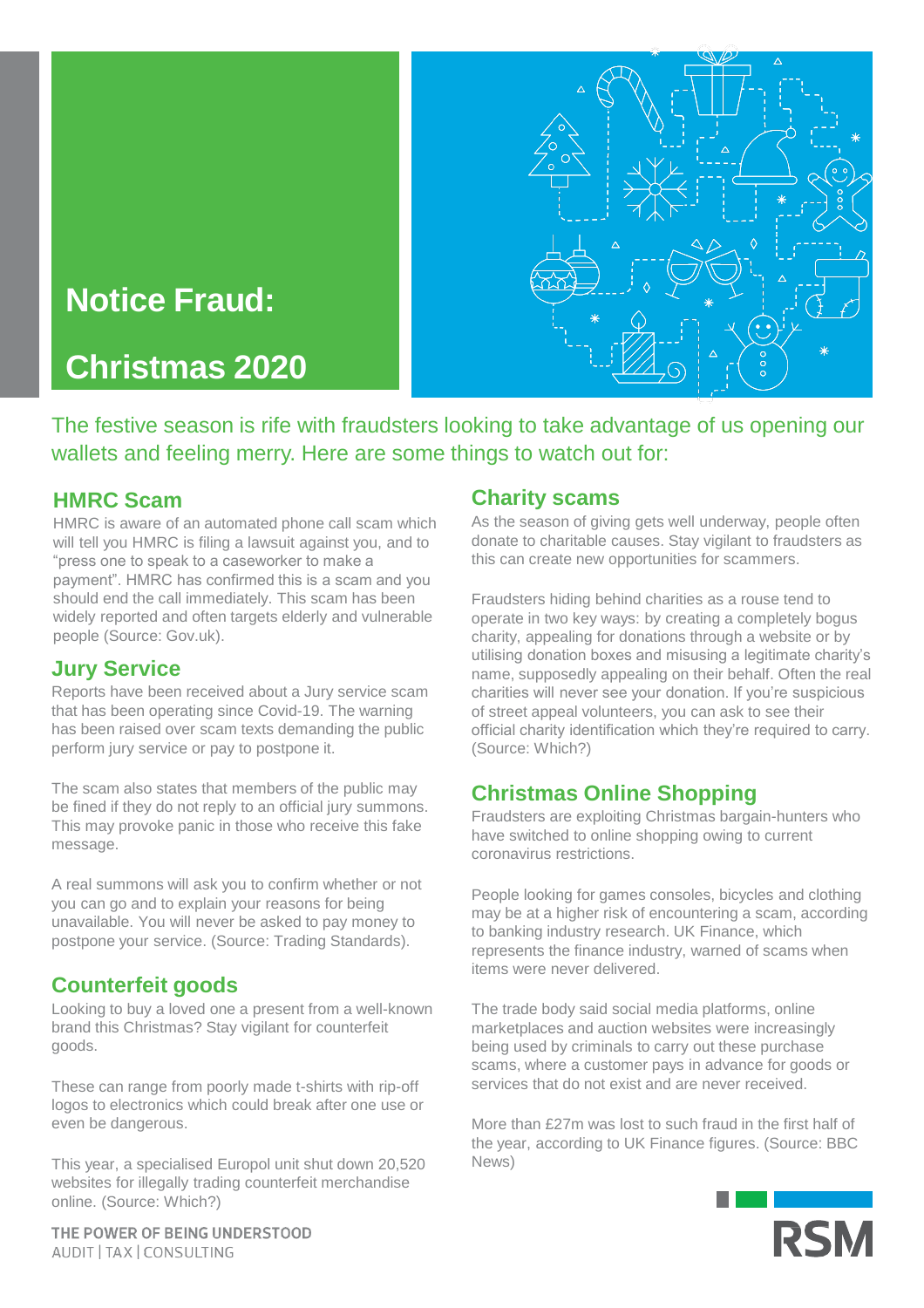# Notice Fraud: Christmas 2020

The festive season is rife with fraudsters looking to take advantage of us opening our wallets and feeling merry. Here are some things to watch out for:

## HMRC Scam

HMRC is aware of an automated phone call scam which will tell you HMRC is filing a lawsuit against you, and to "press one to speak to a caseworker to make a payment". HMRC has confirmed this is a scam and you should end the call immediately. This scam has been widely reported and often targets elderly and vulnerable people (Source: Gov.uk).

## Jury Service

Reports have been received about a Jury service scam that has been operating since Covid-19. The warning has been raised over scam texts demanding the public perform jury service or pay to postpone it.

The scam also states that members of the public may be fined if they do not reply to an official jury summons. This may provoke panic in those who receive this fake message.

A real summons will ask you to confirm whether or not you can go and to explain your reasons for being unavailable. You will never be asked to pay money to postpone your service. (Source: Trading Standards).

## Counterfeit goods

Looking to buy a loved one a present from a well-known brand this Christmas? Stay vigilant for counterfeit goods.

These can range from poorly made t-shirts with rip-off logos to electronics which could break after one use or even be dangerous.

This year, a specialised Europol unit shut down 20,520 websites for illegally trading counterfeit merchandise online. (Source: Which?)

## Charity scams

As the season of giving gets well underway, people often donate to charitable causes. Stay vigilant to fraudsters as this can create new opportunities for scammers.

Fraudsters hiding behind charities as a rouse tend to operate in two key ways: by creating a completely bogus charity, appealing for donations through a website or by utilising donation boxes and misusing a legitimate charity's name, supposedly appealing on their behalf. Often the real charities will never see your donation. If you're suspicious of street appeal volunteers, you can ask to see their official charity identification which they're required to carry. (Source: Which?)

## Christmas Online Shopping

Fraudsters are exploiting Christmas bargain-hunters who have switched to online shopping owing to current coronavirus restrictions.

People looking for games consoles, bicycles and clothing may be at a higher risk of encountering a scam, according to banking industry research. UK Finance, which represents the finance industry, warned of scams when items were never delivered.

The trade body said social media platforms, online marketplaces and auction websites were increasingly being used by criminals to carry out these purchase scams, where a customer pays in advance for goods or services that do not exist and are never received.

More than £27m was lost to such fraud in the first half of the year, according to UK Finance figures. (Source: BBC News)

THE POWER OF BEING UNDERSTOOD
AUDIT | TAX | CONSULTING

RSM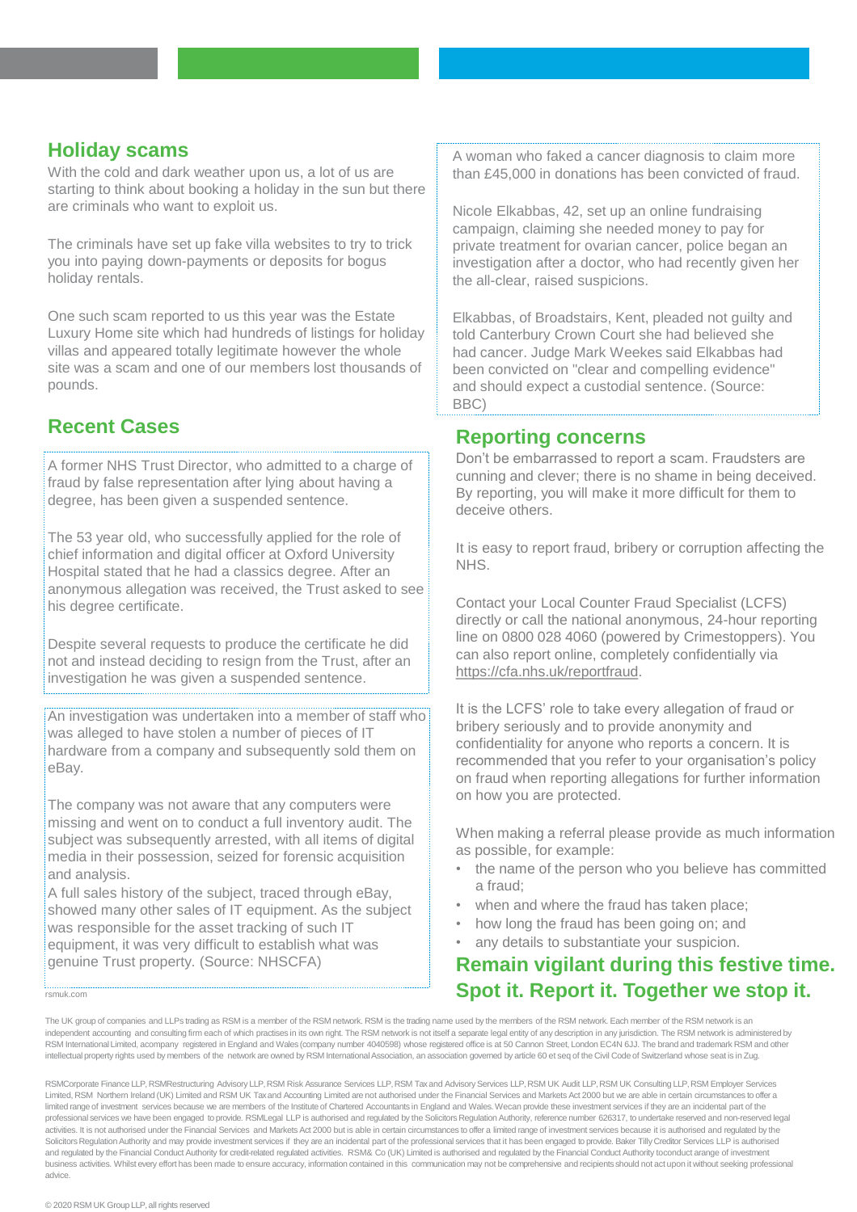## Holiday scams

With the cold and dark weather upon us, a lot of us are starting to think about booking a holiday in the sun but there are criminals who want to exploit us.

The criminals have set up fake villa websites to try to trick you into paying down-payments or deposits for bogus holiday rentals.

One such scam reported to us this year was the Estate Luxury Home site which had hundreds of listings for holiday villas and appeared totally legitimate however the whole site was a scam and one of our members lost thousands of pounds.

## Recent Cases

A former NHS Trust Director, who admitted to a charge of fraud by false representation after lying about having a degree, has been given a suspended sentence.

The 53 year old, who successfully applied for the role of chief information and digital officer at Oxford University Hospital stated that he had a classics degree. After an anonymous allegation was received, the Trust asked to see his degree certificate.

Despite several requests to produce the certificate he did not and instead deciding to resign from the Trust, after an investigation he was given a suspended sentence.

An investigation was undertaken into a member of staff who was alleged to have stolen a number of pieces of IT hardware from a company and subsequently sold them on eBay.

The company was not aware that any computers were missing and went on to conduct a full inventory audit. The subject was subsequently arrested, with all items of digital media in their possession, seized for forensic acquisition and analysis.
A full sales history of the subject, traced through eBay, showed many other sales of IT equipment. As the subject was responsible for the asset tracking of such IT equipment, it was very difficult to establish what was genuine Trust property. (Source: NHSCFA)

A woman who faked a cancer diagnosis to claim more than £45,000 in donations has been convicted of fraud.

Nicole Elkabbas, 42, set up an online fundraising campaign, claiming she needed money to pay for private treatment for ovarian cancer, police began an investigation after a doctor, who had recently given her the all-clear, raised suspicions.

Elkabbas, of Broadstairs, Kent, pleaded not guilty and told Canterbury Crown Court she had believed she had cancer. Judge Mark Weekes said Elkabbas had been convicted on "clear and compelling evidence" and should expect a custodial sentence. (Source: BBC)

## Reporting concerns

Don't be embarrassed to report a scam. Fraudsters are cunning and clever; there is no shame in being deceived. By reporting, you will make it more difficult for them to deceive others.

It is easy to report fraud, bribery or corruption affecting the NHS.

Contact your Local Counter Fraud Specialist (LCFS) directly or call the national anonymous, 24-hour reporting line on 0800 028 4060 (powered by Crimestoppers). You can also report online, completely confidentially via https://cfa.nhs.uk/reportfraud.

It is the LCFS' role to take every allegation of fraud or bribery seriously and to provide anonymity and confidentiality for anyone who reports a concern. It is recommended that you refer to your organisation's policy on fraud when reporting allegations for further information on how you are protected.

When making a referral please provide as much information as possible, for example:

- the name of the person who you believe has committed a fraud;
- when and where the fraud has taken place;
- how long the fraud has been going on; and
- any details to substantiate your suspicion.

**Remain vigilant during this festive time. Spot it. Report it. Together we stop it.**

rsmuk.com

The UK group of companies and LLPs trading as RSM is a member of the RSM network. RSM is the trading name used by the members of the RSM network. Each member of the RSM network is an independent accounting and consulting firm each of which practises in its own right. The RSM network is not itself a separate legal entity of any description in any jurisdiction. The RSM network is administered by RSM International Limited, acompany registered in England and Wales (company number 4040598) whose registered office is at 50 Cannon Street, London EC4N 6JJ. The brand and trademark RSM and other intellectual property rights used by members of the network are owned by RSM International Association, an association governed by article 60 et seq of the Civil Code of Switzerland whose seat is in Zug.

RSMCorporate Finance LLP, RSMRestructuring Advisory LLP, RSM Risk Assurance Services LLP, RSM Tax and Advisory Services LLP, RSM UK Audit LLP, RSM UK Consulting LLP, RSM Employer Services Limited, RSM Northern Ireland (UK) Limited and RSM UK Tax and Accounting Limited are not authorised under the Financial Services and Markets Act 2000 but we are able in certain circumstances to offer a limited range of investment services because we are members of the Institute of Chartered Accountants in England and Wales. Wecan provide these investment services if they are an incidental part of the professional services we have been engaged to provide. RSMLegal LLP is authorised and regulated by the Solicitors Regulation Authority, reference number 626317, to undertake reserved and non-reserved legal activities. It is not authorised under the Financial Services and Markets Act 2000 but is able in certain circumstances to offer a limited range of investment services because it is authorised and regulated by the Solicitors Regulation Authority and may provide investment services if they are an incidental part of the professional services that it has been engaged to provide. Baker Tilly Creditor Services LLP is authorised and regulated by the Financial Conduct Authority for credit-related regulated activities. RSM& Co (UK) Limited is authorised and regulated by the Financial Conduct Authority toconduct arange of investment business activities. Whilst every effort has been made to ensure accuracy, information contained in this communication may not be comprehensive and recipients should not act upon it without seeking professional advice.

© 2020 RSM UK Group LLP, all rights reserved